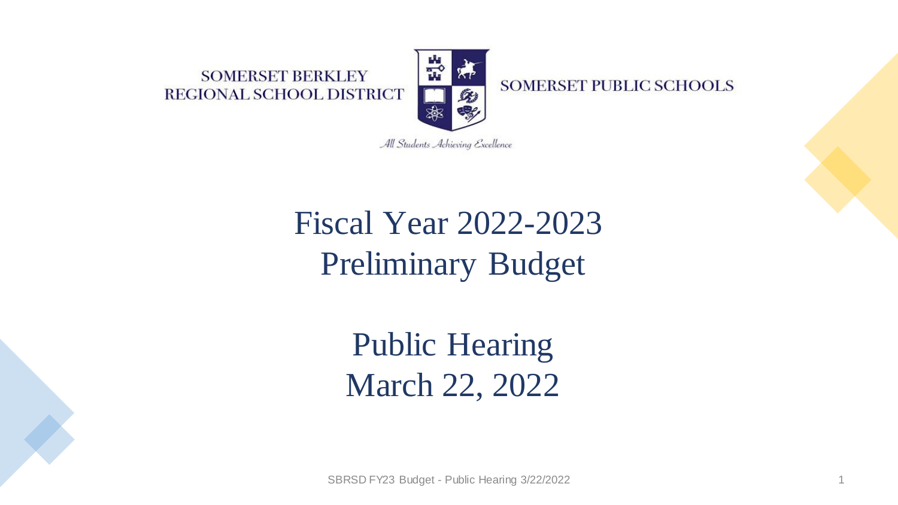SOMERSET BERKLEY REGIONAL SCHOOL DISTRICT

SOMERSET PUBLIC SCHOOLS

*All Students Achieving Excellence*

# Fiscal Year 2022-2023 Preliminary Budget

## Public Hearing
## March 22, 2022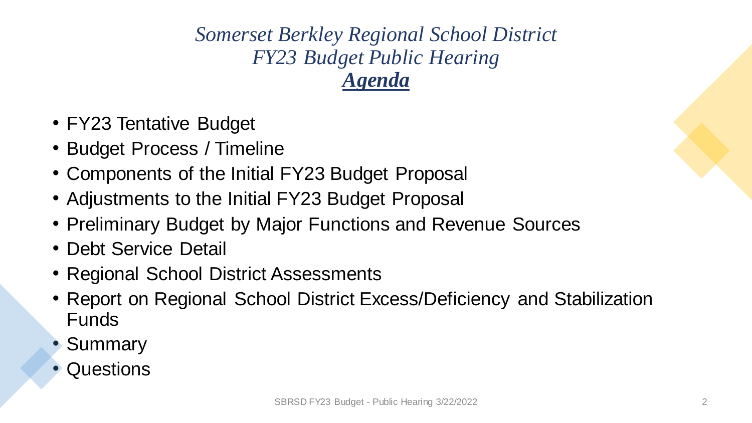# *Somerset Berkley Regional School District*
# *FY23 Budget Public Hearing*
## ***Agenda***

- FY23 Tentative Budget
- Budget Process / Timeline
- Components of the Initial FY23 Budget Proposal
- Adjustments to the Initial FY23 Budget Proposal
- Preliminary Budget by Major Functions and Revenue Sources
- Debt Service Detail
- Regional School District Assessments
- Report on Regional School District Excess/Deficiency and Stabilization Funds
- Summary
- Questions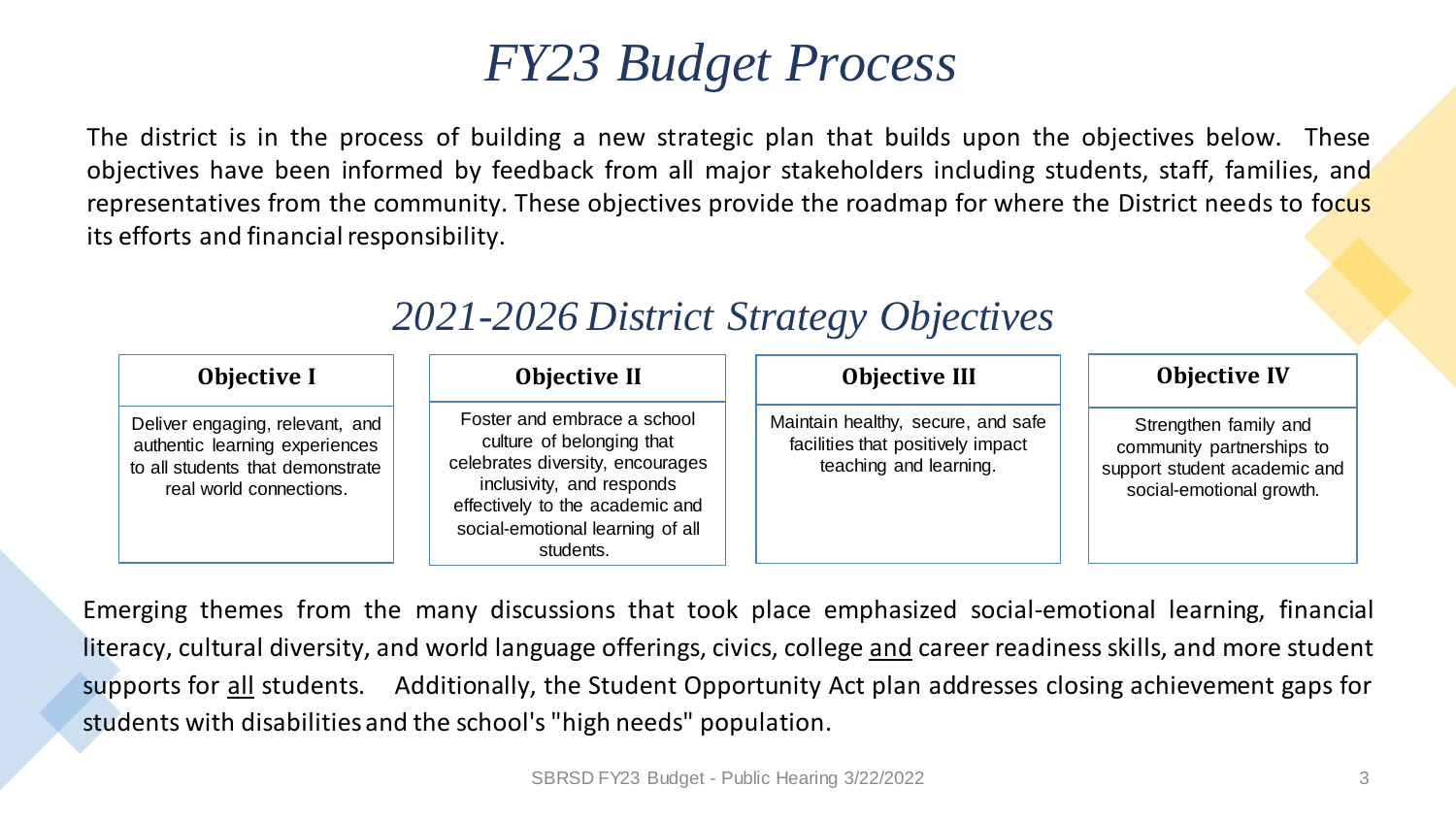# FY23 Budget Process

The district is in the process of building a new strategic plan that builds upon the objectives below. These objectives have been informed by feedback from all major stakeholders including students, staff, families, and representatives from the community. These objectives provide the roadmap for where the District needs to focus its efforts and financial responsibility.

## 2021-2026 District Strategy Objectives

| Objective I | Objective II | Objective III | Objective IV |
| --- | --- | --- | --- |
| Deliver engaging, relevant, and authentic learning experiences to all students that demonstrate real world connections. | Foster and embrace a school culture of belonging that celebrates diversity, encourages inclusivity, and responds effectively to the academic and social-emotional learning of all students. | Maintain healthy, secure, and safe facilities that positively impact teaching and learning. | Strengthen family and community partnerships to support student academic and social-emotional growth. |

Emerging themes from the many discussions that took place emphasized social-emotional learning, financial literacy, cultural diversity, and world language offerings, civics, college and career readiness skills, and more student supports for all students. Additionally, the Student Opportunity Act plan addresses closing achievement gaps for students with disabilities and the school's "high needs" population.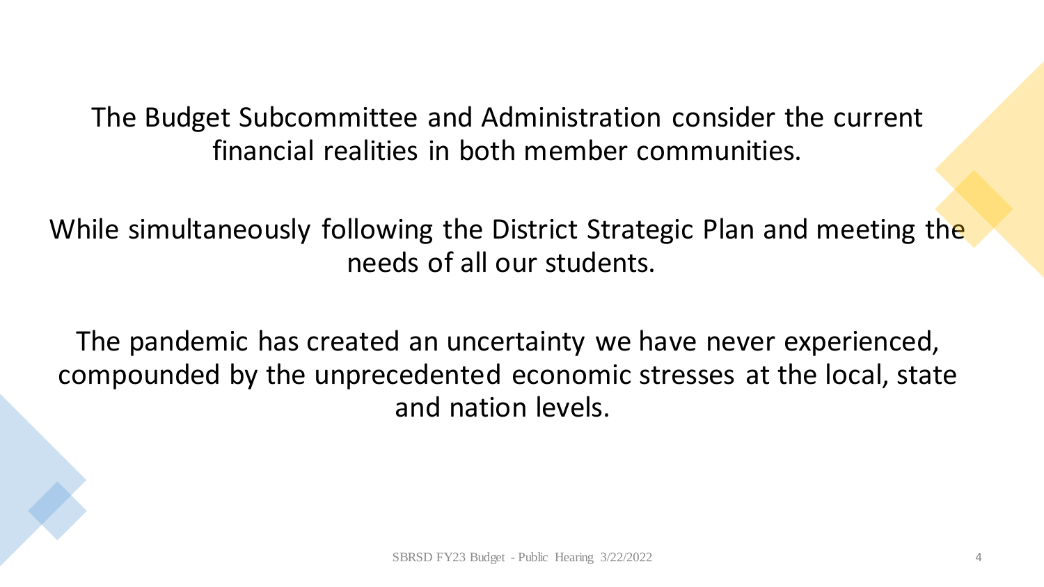The Budget Subcommittee and Administration consider the current financial realities in both member communities.

While simultaneously following the District Strategic Plan and meeting the needs of all our students.

The pandemic has created an uncertainty we have never experienced, compounded by the unprecedented economic stresses at the local, state and nation levels.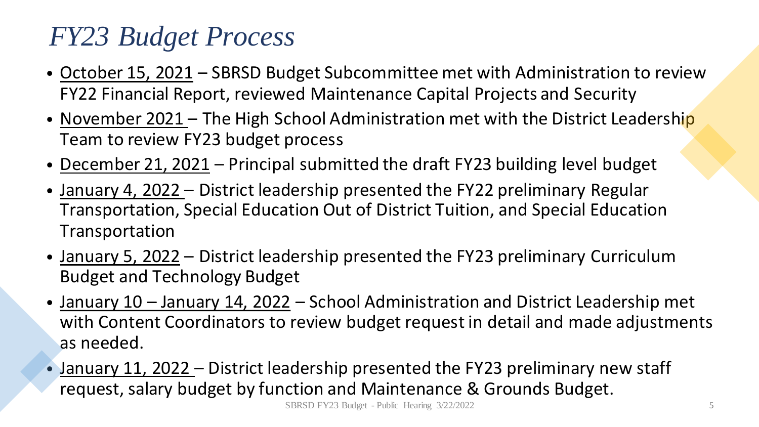# *FY23 Budget Process*

- October 15, 2021 – SBRSD Budget Subcommittee met with Administration to review FY22 Financial Report, reviewed Maintenance Capital Projects and Security
- November 2021 – The High School Administration met with the District Leadership Team to review FY23 budget process
- December 21, 2021 – Principal submitted the draft FY23 building level budget
- January 4, 2022 – District leadership presented the FY22 preliminary Regular Transportation, Special Education Out of District Tuition, and Special Education Transportation
- January 5, 2022 – District leadership presented the FY23 preliminary Curriculum Budget and Technology Budget
- January 10 – January 14, 2022 – School Administration and District Leadership met with Content Coordinators to review budget request in detail and made adjustments as needed.
- January 11, 2022 – District leadership presented the FY23 preliminary new staff request, salary budget by function and Maintenance & Grounds Budget.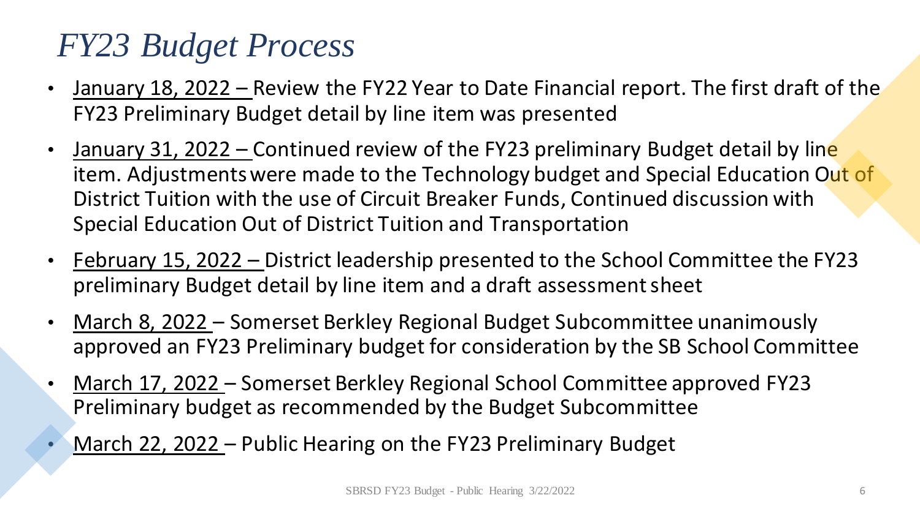# *FY23 Budget Process*

- January 18, 2022 – Review the FY22 Year to Date Financial report. The first draft of the FY23 Preliminary Budget detail by line item was presented
- January 31, 2022 – Continued review of the FY23 preliminary Budget detail by line item. Adjustments were made to the Technology budget and Special Education Out of District Tuition with the use of Circuit Breaker Funds, Continued discussion with Special Education Out of District Tuition and Transportation
- February 15, 2022 – District leadership presented to the School Committee the FY23 preliminary Budget detail by line item and a draft assessment sheet
- March 8, 2022 – Somerset Berkley Regional Budget Subcommittee unanimously approved an FY23 Preliminary budget for consideration by the SB School Committee
- March 17, 2022 – Somerset Berkley Regional School Committee approved FY23 Preliminary budget as recommended by the Budget Subcommittee
- March 22, 2022 – Public Hearing on the FY23 Preliminary Budget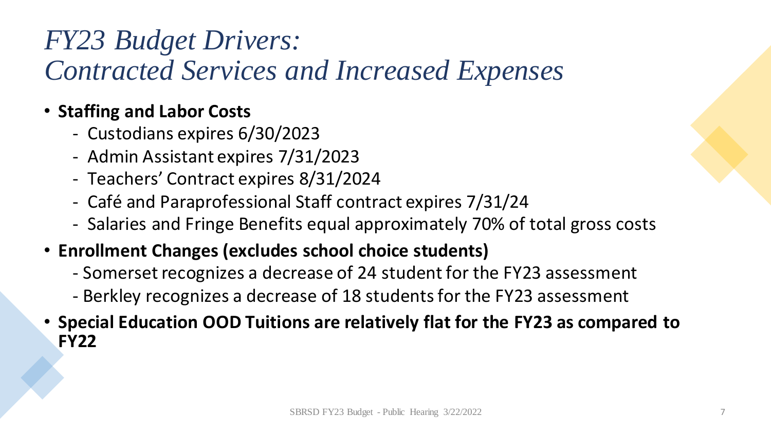# *FY23 Budget Drivers: Contracted Services and Increased Expenses*

- **Staffing and Labor Costs**
  - Custodians expires 6/30/2023
  - Admin Assistant expires 7/31/2023
  - Teachers' Contract expires 8/31/2024
  - Café and Paraprofessional Staff contract expires 7/31/24
  - Salaries and Fringe Benefits equal approximately 70% of total gross costs
- **Enrollment Changes (excludes school choice students)**
  - Somerset recognizes a decrease of 24 student for the FY23 assessment
  - Berkley recognizes a decrease of 18 students for the FY23 assessment
- **Special Education OOD Tuitions are relatively flat for the FY23 as compared to FY22**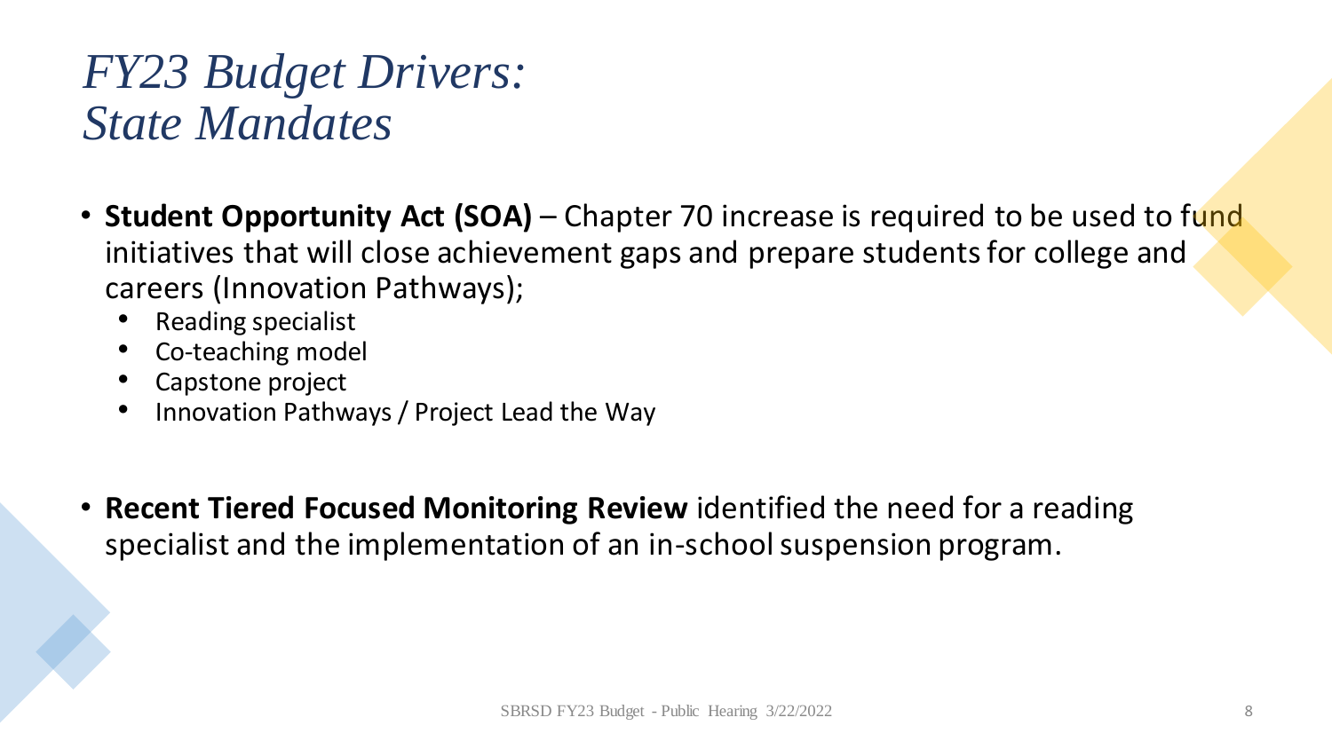# *FY23 Budget Drivers: State Mandates*

- **Student Opportunity Act (SOA)** – Chapter 70 increase is required to be used to fund initiatives that will close achievement gaps and prepare students for college and careers (Innovation Pathways);
  - Reading specialist
  - Co-teaching model
  - Capstone project
  - Innovation Pathways / Project Lead the Way

- **Recent Tiered Focused Monitoring Review** identified the need for a reading specialist and the implementation of an in-school suspension program.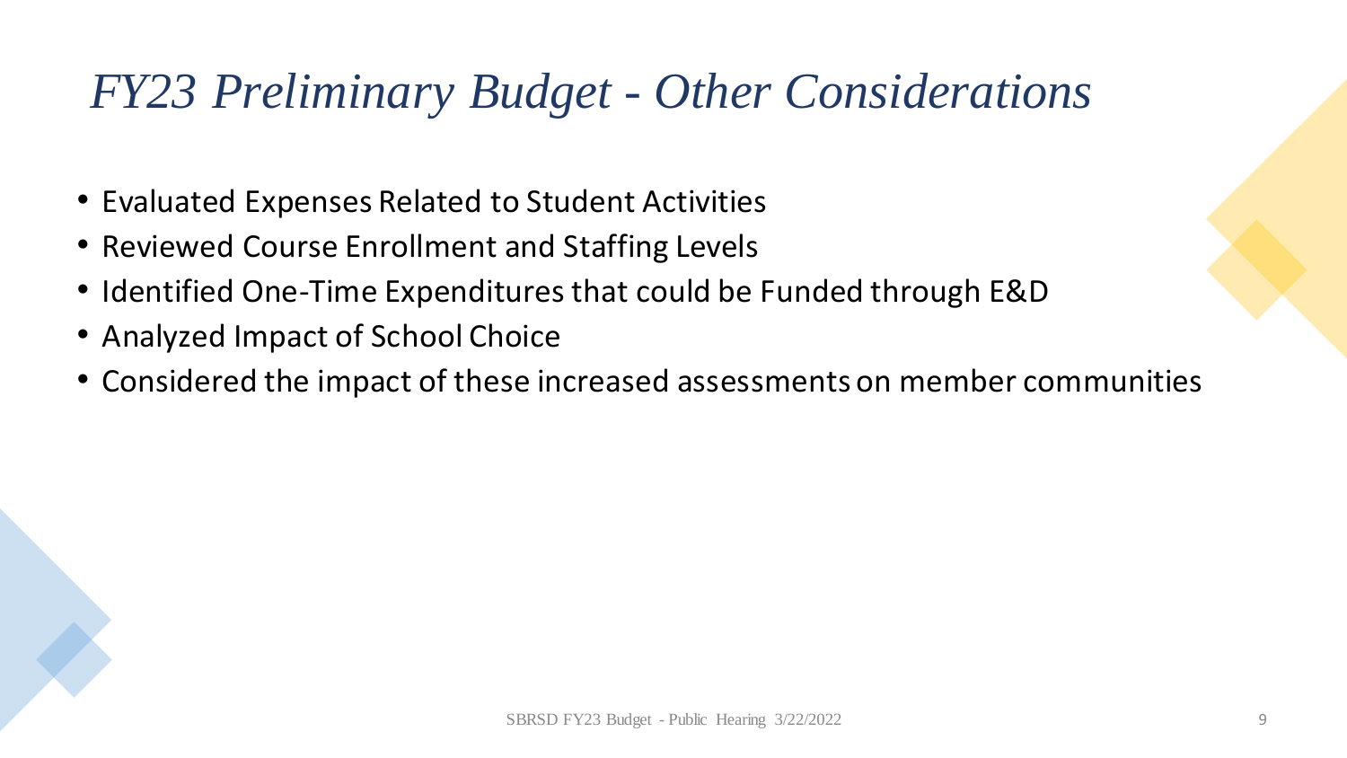# *FY23 Preliminary Budget - Other Considerations*

- Evaluated Expenses Related to Student Activities
- Reviewed Course Enrollment and Staffing Levels
- Identified One-Time Expenditures that could be Funded through E&D
- Analyzed Impact of School Choice
- Considered the impact of these increased assessments on member communities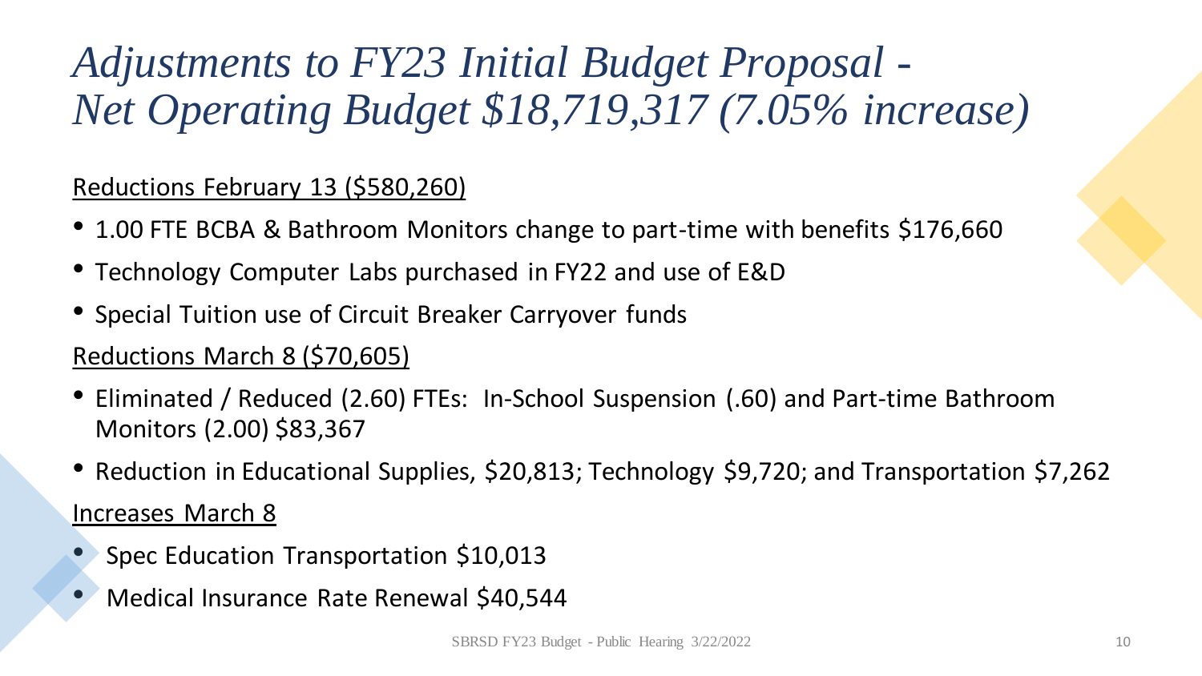# *Adjustments to FY23 Initial Budget Proposal - Net Operating Budget $18,719,317 (7.05% increase)*

Reductions February 13 ($580,260)

- 1.00 FTE BCBA & Bathroom Monitors change to part-time with benefits $176,660
- Technology Computer Labs purchased in FY22 and use of E&D
- Special Tuition use of Circuit Breaker Carryover funds

Reductions March 8 ($70,605)

- Eliminated / Reduced (2.60) FTEs: In-School Suspension (.60) and Part-time Bathroom Monitors (2.00) $83,367
- Reduction in Educational Supplies, $20,813; Technology $9,720; and Transportation $7,262

Increases March 8

- Spec Education Transportation $10,013
- Medical Insurance Rate Renewal $40,544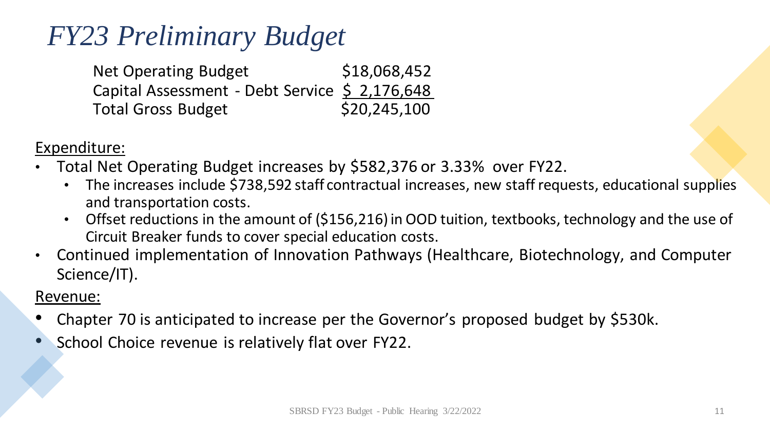# FY23 Preliminary Budget

| | |
|---|---|
| Net Operating Budget | $18,068,452 |
| Capital Assessment - Debt Service | $ 2,176,648 |
| Total Gross Budget | $20,245,100 |

Expenditure:

- Total Net Operating Budget increases by $582,376 or 3.33% over FY22.
  - The increases include $738,592 staff contractual increases, new staff requests, educational supplies and transportation costs.
  - Offset reductions in the amount of ($156,216) in OOD tuition, textbooks, technology and the use of Circuit Breaker funds to cover special education costs.
- Continued implementation of Innovation Pathways (Healthcare, Biotechnology, and Computer Science/IT).

Revenue:

- Chapter 70 is anticipated to increase per the Governor's proposed budget by $530k.
- School Choice revenue is relatively flat over FY22.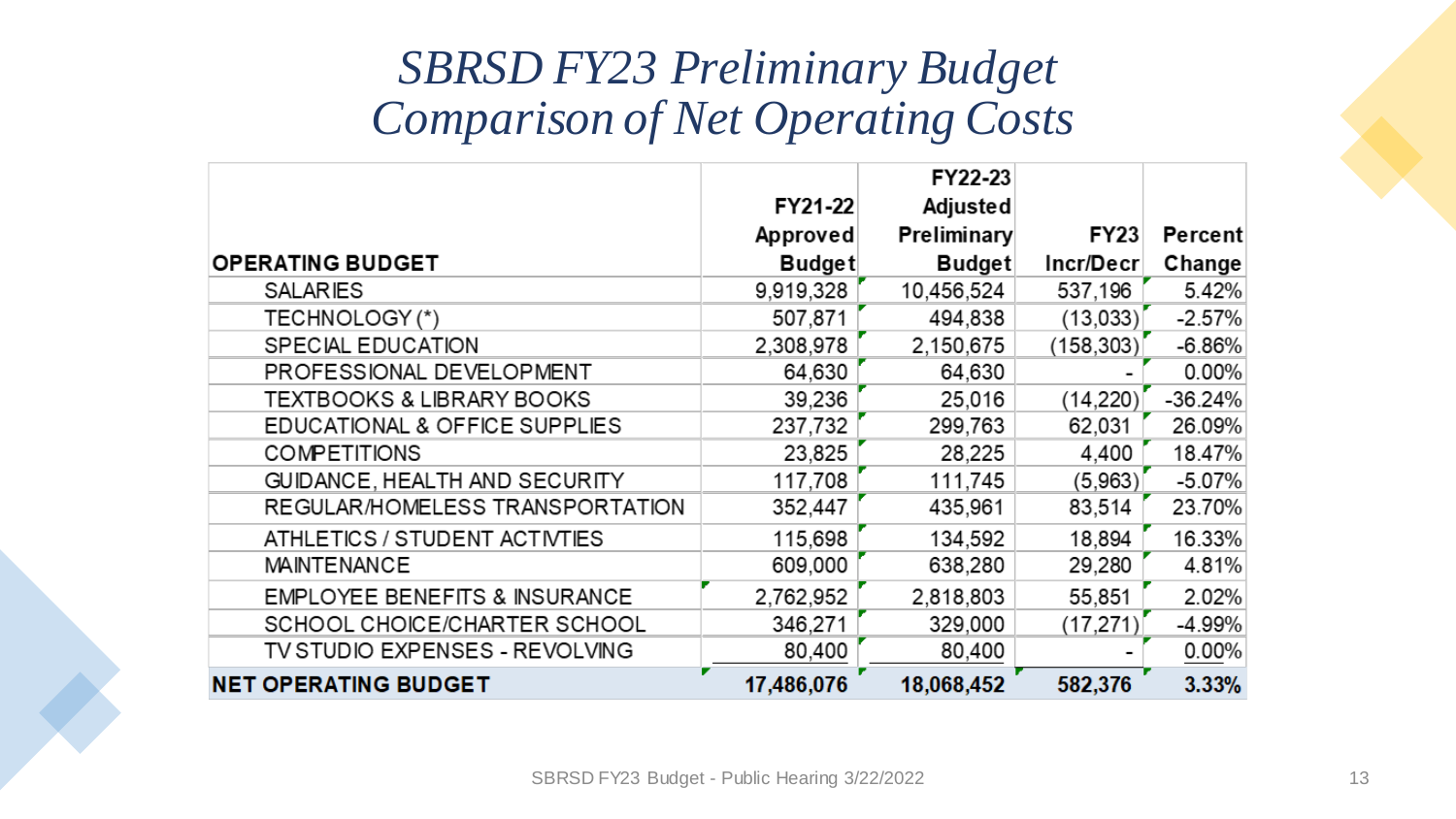# *SBRSD FY23 Preliminary Budget Comparison of Net Operating Costs*

| OPERATING BUDGET | FY21-22 Approved Budget | FY22-23 Adjusted Preliminary Budget | FY23 Incr/Decr | Percent Change |
|---|---|---|---|---|
| SALARIES | 9,919,328 | 10,456,524 | 537,196 | 5.42% |
| TECHNOLOGY (*) | 507,871 | 494,838 | (13,033) | -2.57% |
| SPECIAL EDUCATION | 2,308,978 | 2,150,675 | (158,303) | -6.86% |
| PROFESSIONAL DEVELOPMENT | 64,630 | 64,630 | - | 0.00% |
| TEXTBOOKS & LIBRARY BOOKS | 39,236 | 25,016 | (14,220) | -36.24% |
| EDUCATIONAL & OFFICE SUPPLIES | 237,732 | 299,763 | 62,031 | 26.09% |
| COMPETITIONS | 23,825 | 28,225 | 4,400 | 18.47% |
| GUIDANCE, HEALTH AND SECURITY | 117,708 | 111,745 | (5,963) | -5.07% |
| REGULAR/HOMELESS TRANSPORTATION | 352,447 | 435,961 | 83,514 | 23.70% |
| ATHLETICS / STUDENT ACTIVTIES | 115,698 | 134,592 | 18,894 | 16.33% |
| MAINTENANCE | 609,000 | 638,280 | 29,280 | 4.81% |
| EMPLOYEE BENEFITS & INSURANCE | 2,762,952 | 2,818,803 | 55,851 | 2.02% |
| SCHOOL CHOICE/CHARTER SCHOOL | 346,271 | 329,000 | (17,271) | -4.99% |
| TV STUDIO EXPENSES - REVOLVING | 80,400 | 80,400 | - | 0.00% |
| **NET OPERATING BUDGET** | **17,486,076** | **18,068,452** | **582,376** | **3.33%** |

SBRSD FY23 Budget - Public Hearing 3/22/2022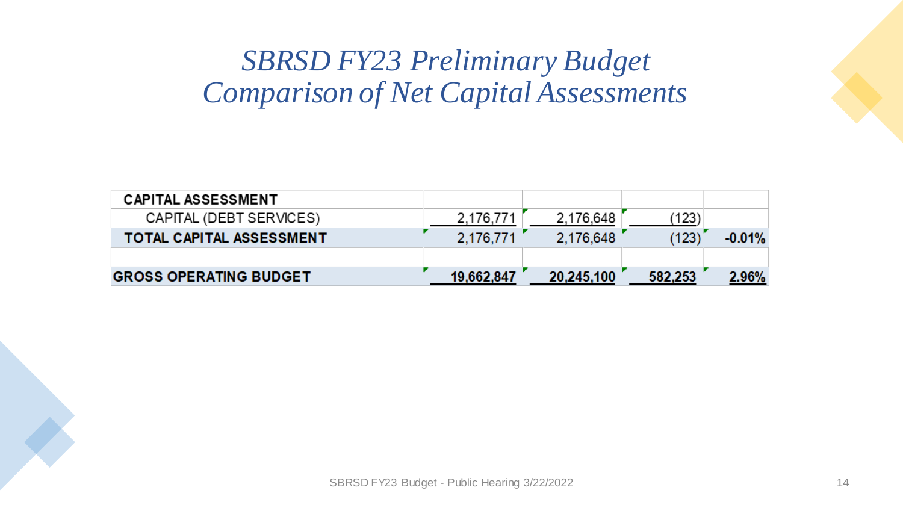# *SBRSD FY23 Preliminary Budget*
# *Comparison of Net Capital Assessments*

| | | | | |
|---|---|---|---|---|
| **CAPITAL ASSESSMENT** | | | | |
| CAPITAL (DEBT SERVICES) | 2,176,771 | 2,176,648 | (123) | |
| **TOTAL CAPITAL ASSESSMENT** | 2,176,771 | 2,176,648 | (123) | **-0.01%** |
| | | | | |
| **GROSS OPERATING BUDGET** | **19,662,847** | **20,245,100** | **582,253** | **2.96%** |

SBRSD FY23 Budget - Public Hearing 3/22/2022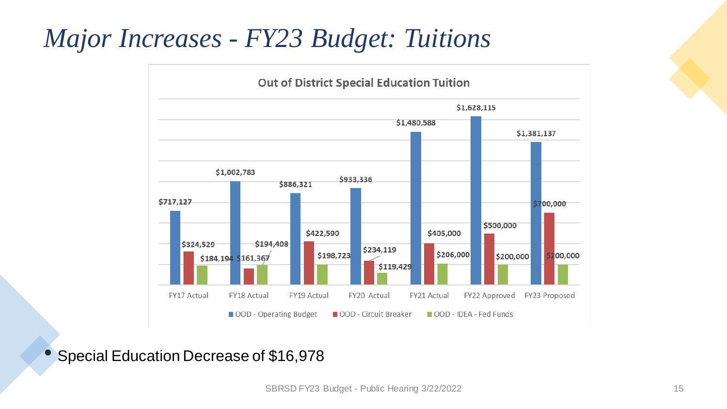# *Major Increases - FY23 Budget: Tuitions*

**Out of District Special Education Tuition**

| | OOD - Operating Budget | OOD - Circuit Breaker | OOD - IDEA - Fed Funds |
|---|---|---|---|
| FY17 Actual | $717,127 | $324,529 | $184,194 |
| FY18 Actual | $1,002,783 | $161,367 | $194,408 |
| FY19 Actual | $886,321 | $422,590 | $198,723 |
| FY20 Actual | $933,336 | $234,119 | $119,429 |
| FY21 Actual | $1,480,588 | $405,000 | $206,000 |
| FY22 Approved | $1,628,115 | $500,000 | $200,000 |
| FY23 Proposed | $1,381,137 | $700,000 | $200,000 |

- Special Education Decrease of $16,978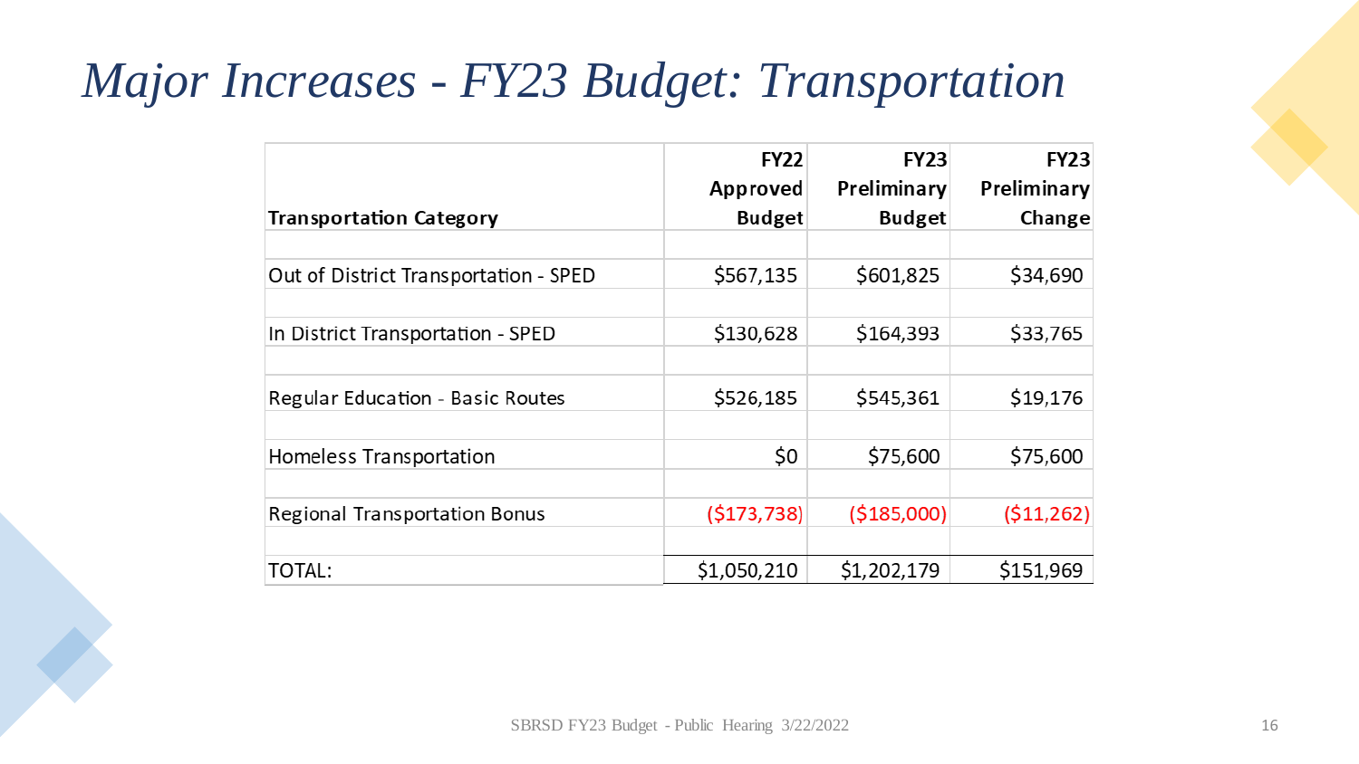# *Major Increases - FY23 Budget: Transportation*

| Transportation Category | FY22 Approved Budget | FY23 Preliminary Budget | FY23 Preliminary Change |
|---|---|---|---|
| Out of District Transportation - SPED | $567,135 | $601,825 | $34,690 |
| In District Transportation - SPED | $130,628 | $164,393 | $33,765 |
| Regular Education - Basic Routes | $526,185 | $545,361 | $19,176 |
| Homeless Transportation | $0 | $75,600 | $75,600 |
| Regional Transportation Bonus | ($173,738) | ($185,000) | ($11,262) |
| TOTAL: | $1,050,210 | $1,202,179 | $151,969 |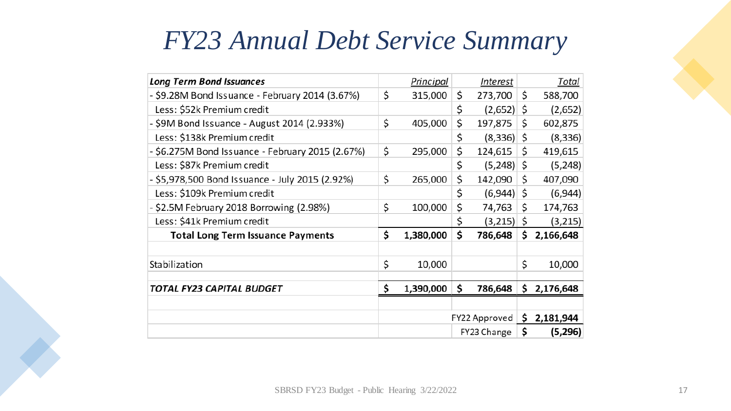# FY23 Annual Debt Service Summary

| *Long Term Bond Issuances* | Principal | Interest | Total |
|---|---|---|---|
| - $9.28M Bond Issuance - February 2014 (3.67%) | $ 315,000 | $ 273,700 | $ 588,700 |
| Less: $52k Premium credit | | $ (2,652) | $ (2,652) |
| - $9M Bond Issuance - August 2014 (2.933%) | $ 405,000 | $ 197,875 | $ 602,875 |
| Less: $138k Premium credit | | $ (8,336) | $ (8,336) |
| - $6.275M Bond Issuance - February 2015 (2.67%) | $ 295,000 | $ 124,615 | $ 419,615 |
| Less: $87k Premium credit | | $ (5,248) | $ (5,248) |
| - $5,978,500 Bond Issuance - July 2015 (2.92%) | $ 265,000 | $ 142,090 | $ 407,090 |
| Less: $109k Premium credit | | $ (6,944) | $ (6,944) |
| - $2.5M February 2018 Borrowing (2.98%) | $ 100,000 | $ 74,763 | $ 174,763 |
| Less: $41k Premium credit | | $ (3,215) | $ (3,215) |
| **Total Long Term Issuance Payments** | **$ 1,380,000** | **$ 786,648** | **$ 2,166,648** |
| | | | |
| Stabilization | $ 10,000 | | $ 10,000 |
| | | | |
| ***TOTAL FY23 CAPITAL BUDGET*** | **$ 1,390,000** | **$ 786,648** | **$ 2,176,648** |
| | | | |
| | | FY22 Approved | **$ 2,181,944** |
| | | FY23 Change | **$ (5,296)** |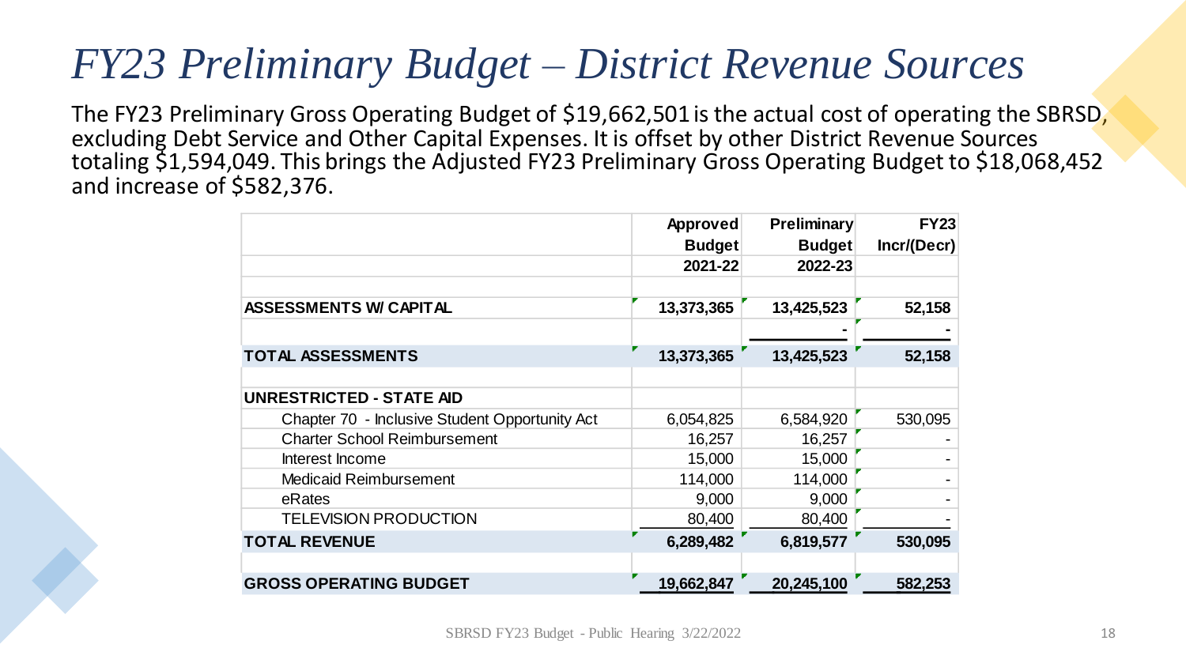# *FY23 Preliminary Budget – District Revenue Sources*

The FY23 Preliminary Gross Operating Budget of $19,662,501 is the actual cost of operating the SBRSD, excluding Debt Service and Other Capital Expenses. It is offset by other District Revenue Sources totaling $1,594,049. This brings the Adjusted FY23 Preliminary Gross Operating Budget to $18,068,452 and increase of $582,376.

| | Approved Budget 2021-22 | Preliminary Budget 2022-23 | FY23 Incr/(Decr) |
|---|---|---|---|
| **ASSESSMENTS W/ CAPITAL** | **13,373,365** | **13,425,523** | **52,158** |
| | | **-** | **-** |
| **TOTAL ASSESSMENTS** | **13,373,365** | **13,425,523** | **52,158** |
| **UNRESTRICTED - STATE AID** | | | |
| Chapter 70 - Inclusive Student Opportunity Act | 6,054,825 | 6,584,920 | 530,095 |
| Charter School Reimbursement | 16,257 | 16,257 | - |
| Interest Income | 15,000 | 15,000 | - |
| Medicaid Reimbursement | 114,000 | 114,000 | - |
| eRates | 9,000 | 9,000 | - |
| TELEVISION PRODUCTION | 80,400 | 80,400 | - |
| **TOTAL REVENUE** | **6,289,482** | **6,819,577** | **530,095** |
| **GROSS OPERATING BUDGET** | **19,662,847** | **20,245,100** | **582,253** |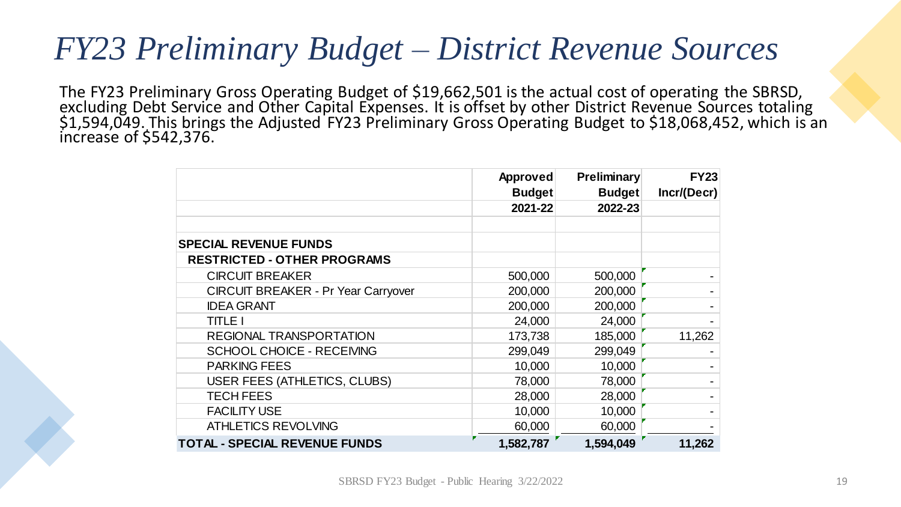# FY23 Preliminary Budget – District Revenue Sources

The FY23 Preliminary Gross Operating Budget of $19,662,501 is the actual cost of operating the SBRSD, excluding Debt Service and Other Capital Expenses. It is offset by other District Revenue Sources totaling $1,594,049. This brings the Adjusted FY23 Preliminary Gross Operating Budget to $18,068,452, which is an increase of $542,376.

| | Approved Budget 2021-22 | Preliminary Budget 2022-23 | FY23 Incr/(Decr) |
|---|---|---|---|
| | | | |
| **SPECIAL REVENUE FUNDS** | | | |
| **RESTRICTED - OTHER PROGRAMS** | | | |
| CIRCUIT BREAKER | 500,000 | 500,000 | - |
| CIRCUIT BREAKER - Pr Year Carryover | 200,000 | 200,000 | - |
| IDEA GRANT | 200,000 | 200,000 | - |
| TITLE I | 24,000 | 24,000 | - |
| REGIONAL TRANSPORTATION | 173,738 | 185,000 | 11,262 |
| SCHOOL CHOICE - RECEIVING | 299,049 | 299,049 | - |
| PARKING FEES | 10,000 | 10,000 | - |
| USER FEES (ATHLETICS, CLUBS) | 78,000 | 78,000 | - |
| TECH FEES | 28,000 | 28,000 | - |
| FACILITY USE | 10,000 | 10,000 | - |
| ATHLETICS REVOLVING | 60,000 | 60,000 | - |
| **TOTAL - SPECIAL REVENUE FUNDS** | **1,582,787** | **1,594,049** | **11,262** |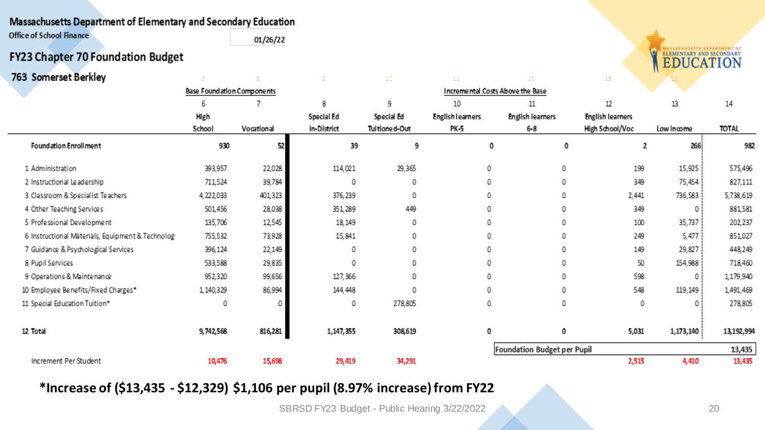Massachusetts Department of Elementary and Secondary Education
Office of School Finance

01/26/22

## FY23 Chapter 70 Foundation Budget

### 763 Somerset Berkley

| | Base Foundation Components | | Incremental Costs Above the Base | | | | | | | |
|---|---|---|---|---|---|---|---|---|---|
| | 6 | 7 | 8 | 9 | 10 | 11 | 12 | 13 | 14 |
| | High School | Vocational | Special Ed In-District | Special Ed Tuitioned-Out | English learners PK-5 | English learners 6-8 | English learners High School/Voc | Low income | TOTAL |
| **Foundation Enrollment** | 930 | 52 | 39 | 9 | 0 | 0 | 2 | 266 | 982 |
| 1 Administration | 393,957 | 22,028 | 114,021 | 29,365 | 0 | 0 | 199 | 15,925 | 575,496 |
| 2 Instructional Leadership | 711,524 | 39,784 | 0 | 0 | 0 | 0 | 349 | 75,454 | 827,111 |
| 3 Classroom & Specialist Teachers | 4,222,033 | 401,323 | 376,239 | 0 | 0 | 0 | 2,441 | 736,583 | 5,738,619 |
| 4 Other Teaching Services | 501,456 | 28,038 | 351,289 | 449 | 0 | 0 | 349 | 0 | 881,581 |
| 5 Professional Development | 135,706 | 12,545 | 18,149 | 0 | 0 | 0 | 100 | 35,737 | 202,237 |
| 6 Instructional Materials, Equipment & Technology | 755,532 | 73,928 | 15,841 | 0 | 0 | 0 | 249 | 5,477 | 851,027 |
| 7 Guidance & Psychological Services | 396,124 | 22,149 | 0 | 0 | 0 | 0 | 149 | 29,827 | 448,249 |
| 8 Pupil Services | 533,588 | 29,835 | 0 | 0 | 0 | 0 | 50 | 154,988 | 718,460 |
| 9 Operations & Maintenance | 952,320 | 99,656 | 127,366 | 0 | 0 | 0 | 598 | 0 | 1,179,940 |
| 10 Employee Benefits/Fixed Charges* | 1,140,329 | 86,994 | 144,448 | 0 | 0 | 0 | 548 | 119,149 | 1,491,469 |
| 11 Special Education Tuition* | 0 | 0 | 0 | 278,805 | 0 | 0 | 0 | 0 | 278,805 |
| **12 Total** | 9,742,568 | 816,281 | 1,147,355 | 308,619 | 0 | 0 | 5,031 | 1,173,140 | 13,192,994 |
| | | | | | Foundation Budget per Pupil | | | | 13,435 |
| Increment Per Student | 10,476 | 15,698 | 29,419 | 34,291 | | | 2,515 | 4,410 | 13,435 |

**\*Increase of ($13,435 - $12,329) $1,106 per pupil (8.97% increase) from FY22**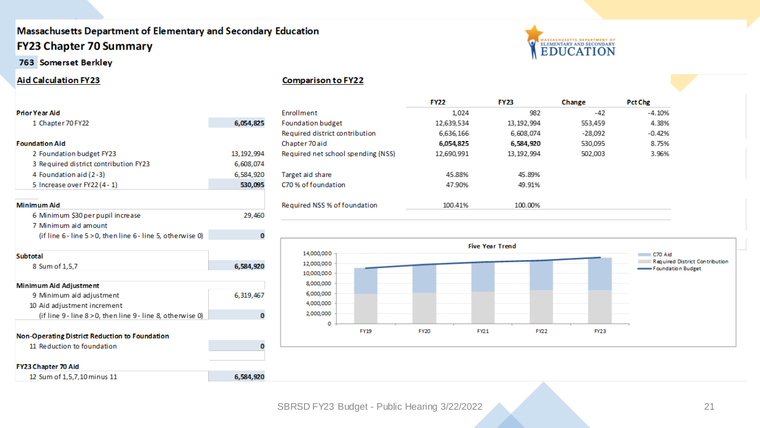# Massachusetts Department of Elementary and Secondary Education

## FY23 Chapter 70 Summary

**763 Somerset Berkley**

### Aid Calculation FY23

| | |
|---|---|
| **Prior Year Aid** | |
| 1 Chapter 70 FY22 | 6,054,825 |
| **Foundation Aid** | |
| 2 Foundation budget FY23 | 13,192,994 |
| 3 Required district contribution FY23 | 6,608,074 |
| 4 Foundation aid (2 - 3) | 6,584,920 |
| 5 Increase over FY22 (4 - 1) | 530,095 |
| **Minimum Aid** | |
| 6 Minimum $30 per pupil increase | 29,460 |
| 7 Minimum aid amount | |
| (if line 6 - line 5 > 0, then line 6 - line 5, otherwise 0) | 0 |
| **Subtotal** | |
| 8 Sum of 1,5,7 | 6,584,920 |
| **Minimum Aid Adjustment** | |
| 9 Minimum aid adjustment | 6,319,467 |
| 10 Aid adjustment increment | |
| (if line 9 - line 8 > 0, then line 9 - line 8, otherwise 0) | 0 |
| **Non-Operating District Reduction to Foundation** | |
| 11 Reduction to foundation | 0 |
| **FY23 Chapter 70 Aid** | |
| 12 Sum of 1,5,7,10 minus 11 | 6,584,920 |

### Comparison to FY22

| | FY22 | FY23 | Change | Pct Chg |
|---|---|---|---|---|
| Enrollment | 1,024 | 982 | -42 | -4.10% |
| Foundation budget | 12,639,534 | 13,192,994 | 553,459 | 4.38% |
| Required district contribution | 6,636,166 | 6,608,074 | -28,092 | -0.42% |
| Chapter 70 aid | **6,054,825** | **6,584,920** | 530,095 | 8.75% |
| Required net school spending (NSS) | 12,690,991 | 13,192,994 | 502,003 | 3.96% |
| | | | | |
| Target aid share | 45.88% | 45.89% | | |
| C70 % of foundation | 47.90% | 49.91% | | |
| | | | | |
| Required NSS % of foundation | 100.41% | 100.00% | | |

**Five Year Trend**

Legend: C70 Aid; Required District Contribution; Foundation Budget

Y-axis: 0; 2,000,000; 4,000,000; 6,000,000; 8,000,000; 10,000,000; 12,000,000; 14,000,000

X-axis: FY19; FY20; FY21; FY22; FY23

SBRSD FY23 Budget - Public Hearing 3/22/2022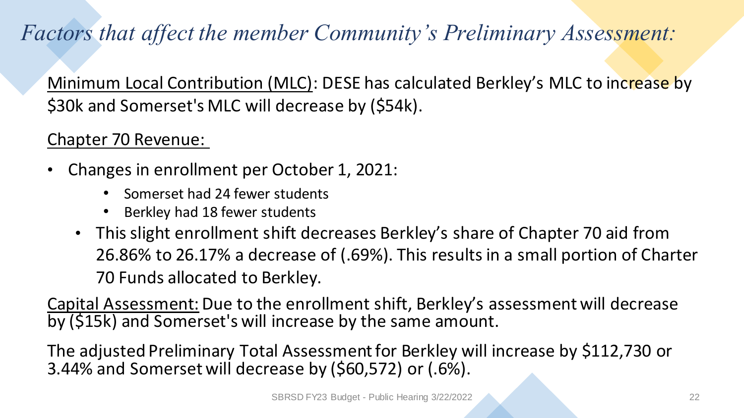# *Factors that affect the member Community's Preliminary Assessment:*

Minimum Local Contribution (MLC): DESE has calculated Berkley's MLC to increase by $30k and Somerset's MLC will decrease by ($54k).

Chapter 70 Revenue:

- Changes in enrollment per October 1, 2021:
  - Somerset had 24 fewer students
  - Berkley had 18 fewer students
  - This slight enrollment shift decreases Berkley's share of Chapter 70 aid from 26.86% to 26.17% a decrease of (.69%). This results in a small portion of Charter 70 Funds allocated to Berkley.

Capital Assessment: Due to the enrollment shift, Berkley's assessment will decrease by ($15k) and Somerset's will increase by the same amount.

The adjusted Preliminary Total Assessment for Berkley will increase by $112,730 or 3.44% and Somerset will decrease by ($60,572) or (.6%).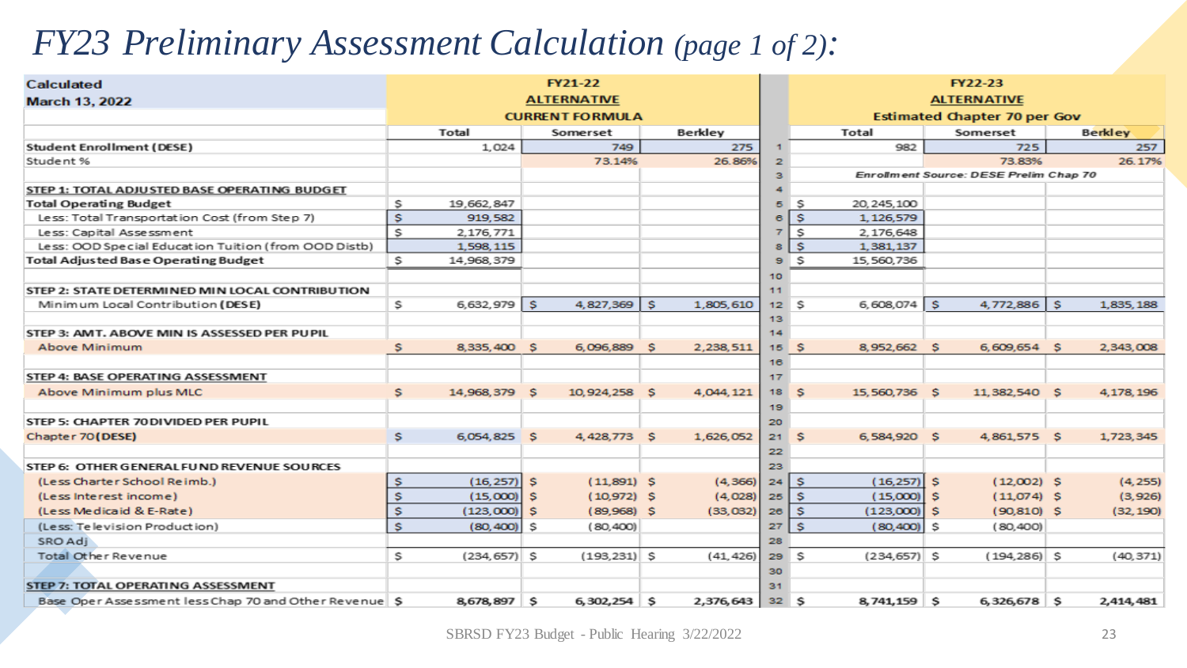# *FY23 Preliminary Assessment Calculation (page 1 of 2):*

| Calculated March 13, 2022 | FY21-22 ALTERNATIVE CURRENT FORMULA | | | | FY22-23 ALTERNATIVE Estimated Chapter 70 per Gov | | |
|---|---|---|---|---|---|---|---|
| | Total | Somerset | Berkley | | Total | Somerset | Berkley |
| Student Enrollment (DESE) | 1,024 | 749 | 275 | 1 | 982 | 725 | 257 |
| Student % | | 73.14% | 26.86% | 2 | | 73.83% | 26.17% |
| | | | | 3 | *Enrollment Source: DESE Prelim Chap 70* | | |
| STEP 1: TOTAL ADJUSTED BASE OPERATING BUDGET | | | | 4 | | | |
| Total Operating Budget | $ 19,662,847 | | | 5 | $ 20,245,100 | | |
| Less: Total Transportation Cost (from Step 7) | $ 919,582 | | | 6 | $ 1,126,579 | | |
| Less: Capital Assessment | $ 2,176,771 | | | 7 | $ 2,176,648 | | |
| Less: OOD Special Education Tuition (from OOD Distb) | 1,598,115 | | | 8 | $ 1,381,137 | | |
| Total Adjusted Base Operating Budget | $ 14,968,379 | | | 9 | $ 15,560,736 | | |
| | | | | 10 | | | |
| STEP 2: STATE DETERMINED MIN LOCAL CONTRIBUTION | | | | 11 | | | |
| Minimum Local Contribution (DESE) | $ 6,632,979 | $ 4,827,369 | $ 1,805,610 | 12 | $ 6,608,074 | $ 4,772,886 | $ 1,835,188 |
| | | | | 13 | | | |
| STEP 3: AMT. ABOVE MIN IS ASSESSED PER PUPIL | | | | 14 | | | |
| Above Minimum | $ 8,335,400 | $ 6,096,889 | $ 2,238,511 | 15 | $ 8,952,662 | $ 6,609,654 | $ 2,343,008 |
| | | | | 16 | | | |
| STEP 4: BASE OPERATING ASSESSMENT | | | | 17 | | | |
| Above Minimum plus MLC | $ 14,968,379 | $ 10,924,258 | $ 4,044,121 | 18 | $ 15,560,736 | $ 11,382,540 | $ 4,178,196 |
| | | | | 19 | | | |
| STEP 5: CHAPTER 70 DIVIDED PER PUPIL | | | | 20 | | | |
| Chapter 70 (DESE) | $ 6,054,825 | $ 4,428,773 | $ 1,626,052 | 21 | $ 6,584,920 | $ 4,861,575 | $ 1,723,345 |
| | | | | 22 | | | |
| STEP 6: OTHER GENERAL FUND REVENUE SOURCES | | | | 23 | | | |
| (Less Charter School Reimb.) | $ (16,257) | $ (11,891) | $ (4,366) | 24 | $ (16,257) | $ (12,002) | $ (4,255) |
| (Less Interest income) | $ (15,000) | $ (10,972) | $ (4,028) | 25 | $ (15,000) | $ (11,074) | $ (3,926) |
| (Less Medicaid & E-Rate) | $ (123,000) | $ (89,968) | $ (33,032) | 26 | $ (123,000) | $ (90,810) | $ (32,190) |
| (Less: Television Production) | $ (80,400) | $ (80,400) | | 27 | $ (80,400) | $ (80,400) | |
| SRO Adj | | | | 28 | | | |
| Total Other Revenue | $ (234,657) | $ (193,231) | $ (41,426) | 29 | $ (234,657) | $ (194,286) | $ (40,371) |
| | | | | 30 | | | |
| STEP 7: TOTAL OPERATING ASSESSMENT | | | | 31 | | | |
| Base Oper Assessment less Chap 70 and Other Revenue | $ 8,678,897 | $ 6,302,254 | $ 2,376,643 | 32 | $ 8,741,159 | $ 6,326,678 | $ 2,414,481 |

SBRSD FY23 Budget - Public Hearing 3/22/2022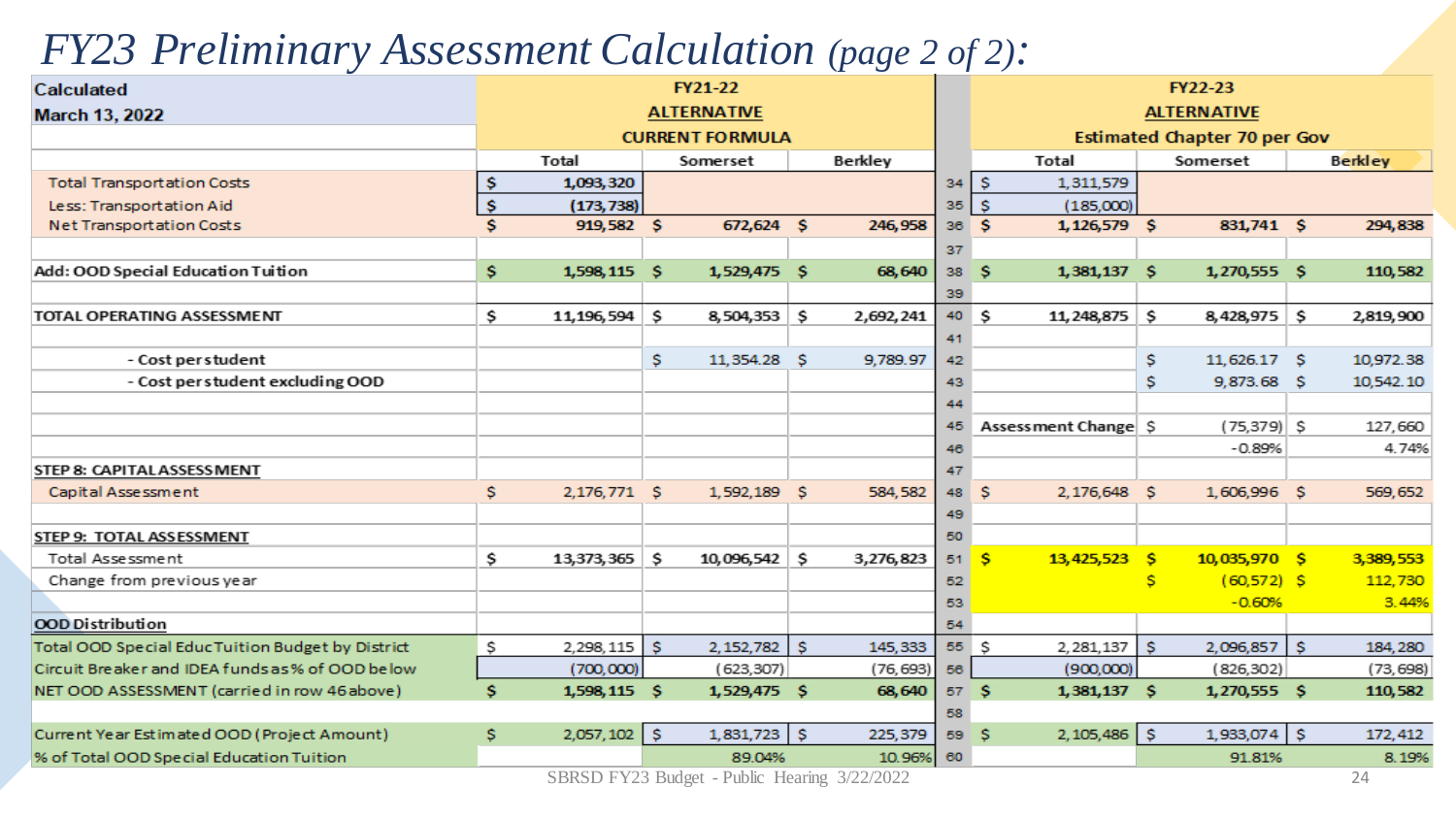# *FY23 Preliminary Assessment Calculation (page 2 of 2):*

| Calculated March 13, 2022 | FY21-22 ALTERNATIVE CURRENT FORMULA | | | | FY22-23 ALTERNATIVE Estimated Chapter 70 per Gov | | |
|---|---|---|---|---|---|---|---|
| | Total | Somerset | Berkley | | Total | Somerset | Berkley |
| Total Transportation Costs | $ 1,093,320 | | | 34 | $ 1,311,579 | | |
| Less: Transportation Aid | $ (173,738) | | | 35 | $ (185,000) | | |
| Net Transportation Costs | $ 919,582 | $ 672,624 | $ 246,958 | 36 | $ 1,126,579 | $ 831,741 | $ 294,838 |
| | | | | 37 | | | |
| Add: OOD Special Education Tuition | $ 1,598,115 | $ 1,529,475 | $ 68,640 | 38 | $ 1,381,137 | $ 1,270,555 | $ 110,582 |
| | | | | 39 | | | |
| TOTAL OPERATING ASSESSMENT | $ 11,196,594 | $ 8,504,353 | $ 2,692,241 | 40 | $ 11,248,875 | $ 8,428,975 | $ 2,819,900 |
| | | | | 41 | | | |
| - Cost per student | | $ 11,354.28 | $ 9,789.97 | 42 | | $ 11,626.17 | $ 10,972.38 |
| - Cost per student excluding OOD | | | | 43 | | $ 9,873.68 | $ 10,542.10 |
| | | | | 44 | | | |
| | | | | 45 | Assessment Change | $ (75,379) | $ 127,660 |
| | | | | 46 | | -0.89% | 4.74% |
| STEP 8: CAPITAL ASSESSMENT | | | | 47 | | | |
| Capital Assessment | $ 2,176,771 | $ 1,592,189 | $ 584,582 | 48 | $ 2,176,648 | $ 1,606,996 | $ 569,652 |
| | | | | 49 | | | |
| STEP 9: TOTAL ASSESSMENT | | | | 50 | | | |
| Total Assessment | $ 13,373,365 | $ 10,096,542 | $ 3,276,823 | 51 | $ 13,425,523 | $ 10,035,970 | $ 3,389,553 |
| Change from previous year | | | | 52 | | $ (60,572) | $ 112,730 |
| | | | | 53 | | -0.60% | 3.44% |
| OOD Distribution | | | | 54 | | | |
| Total OOD Special Educ Tuition Budget by District | $ 2,298,115 | $ 2,152,782 | $ 145,333 | 55 | $ 2,281,137 | $ 2,096,857 | $ 184,280 |
| Circuit Breaker and IDEA funds as % of OOD below | (700,000) | (623,307) | (76,693) | 56 | (900,000) | (826,302) | (73,698) |
| NET OOD ASSESSMENT (carried in row 46 above) | $ 1,598,115 | $ 1,529,475 | $ 68,640 | 57 | $ 1,381,137 | $ 1,270,555 | $ 110,582 |
| | | | | 58 | | | |
| Current Year Estimated OOD (Project Amount) | $ 2,057,102 | $ 1,831,723 | $ 225,379 | 59 | $ 2,105,486 | $ 1,933,074 | $ 172,412 |
| % of Total OOD Special Education Tuition | | 89.04% | 10.96% | 60 | | 91.81% | 8.19% |

SBRSD FY23 Budget - Public Hearing 3/22/2022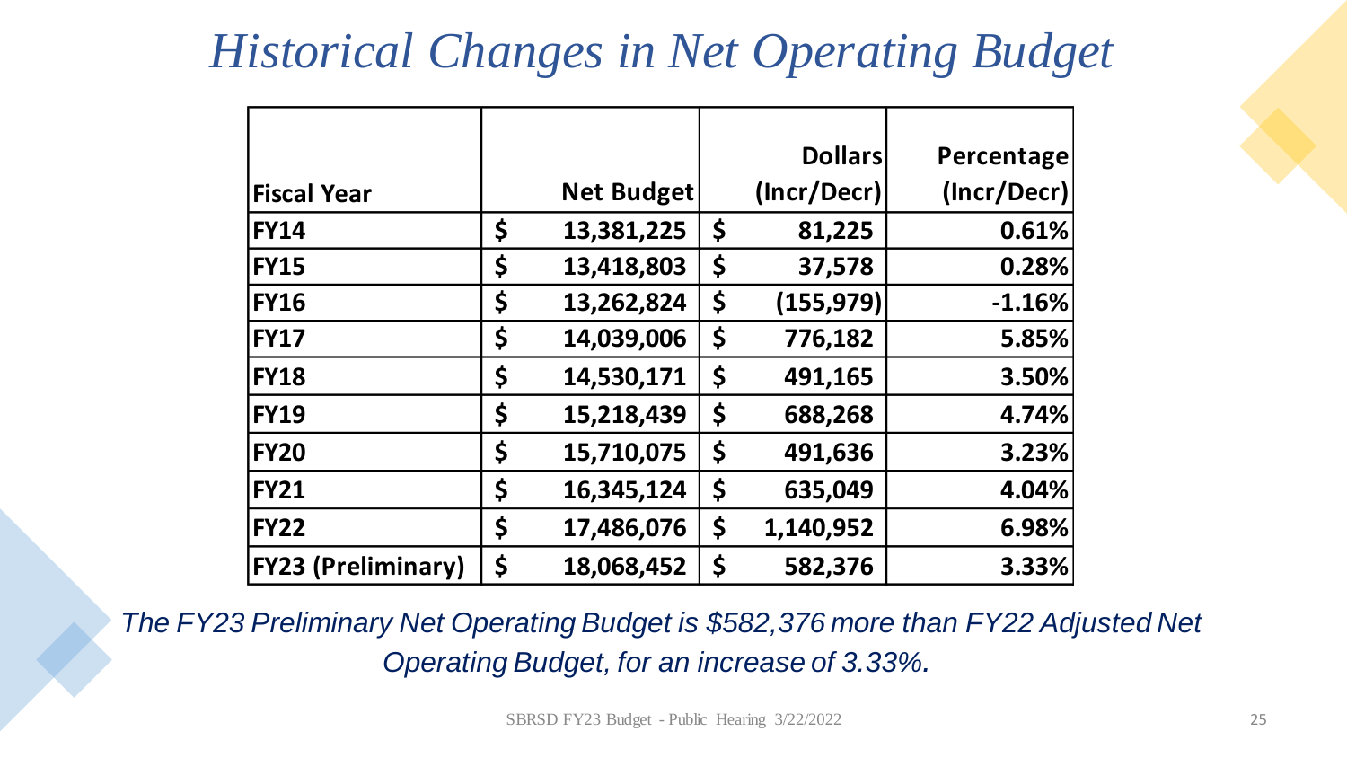# Historical Changes in Net Operating Budget

| Fiscal Year | Net Budget | Dollars (Incr/Decr) | Percentage (Incr/Decr) |
|---|---|---|---|
| **FY14** | **$ 13,381,225** | **$ 81,225** | **0.61%** |
| **FY15** | **$ 13,418,803** | **$ 37,578** | **0.28%** |
| **FY16** | **$ 13,262,824** | **$ (155,979)** | **-1.16%** |
| **FY17** | **$ 14,039,006** | **$ 776,182** | **5.85%** |
| **FY18** | **$ 14,530,171** | **$ 491,165** | **3.50%** |
| **FY19** | **$ 15,218,439** | **$ 688,268** | **4.74%** |
| **FY20** | **$ 15,710,075** | **$ 491,636** | **3.23%** |
| **FY21** | **$ 16,345,124** | **$ 635,049** | **4.04%** |
| **FY22** | **$ 17,486,076** | **$ 1,140,952** | **6.98%** |
| **FY23 (Preliminary)** | **$ 18,068,452** | **$ 582,376** | **3.33%** |

*The FY23 Preliminary Net Operating Budget is $582,376 more than FY22 Adjusted Net Operating Budget, for an increase of 3.33%.*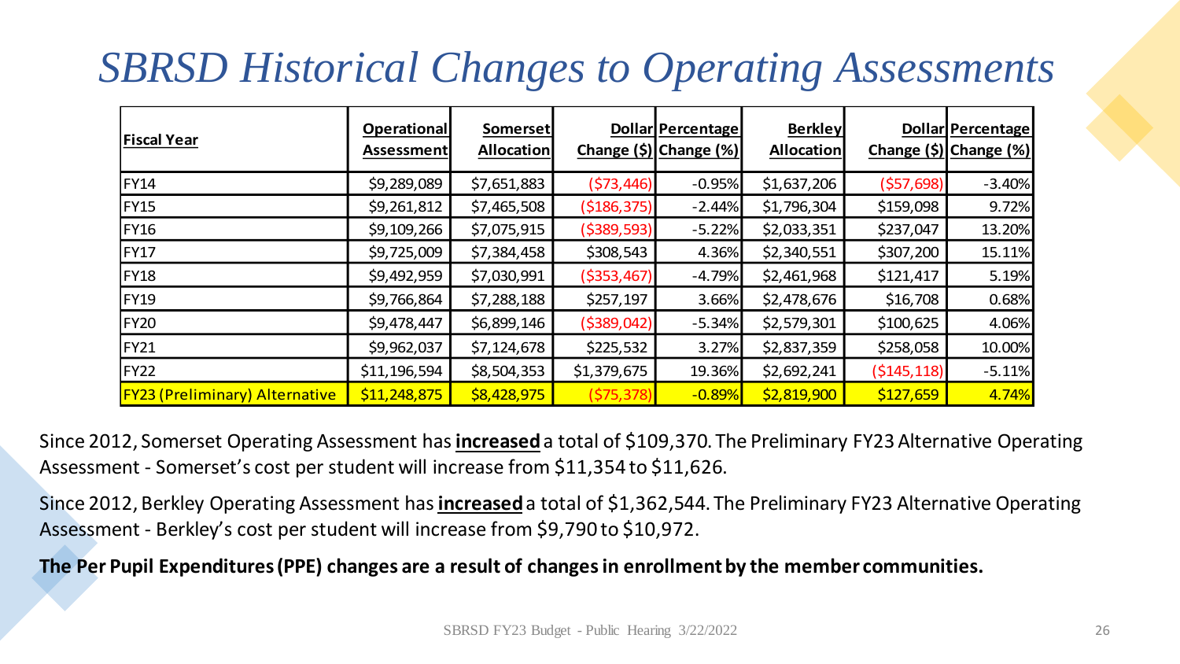# *SBRSD Historical Changes to Operating Assessments*

| Fiscal Year | Operational Assessment | Somerset Allocation | Dollar Change ($) | Percentage Change (%) | Berkley Allocation | Dollar Change ($) | Percentage Change (%) |
|---|---|---|---|---|---|---|---|
| FY14 | $9,289,089 | $7,651,883 | ($73,446) | -0.95% | $1,637,206 | ($57,698) | -3.40% |
| FY15 | $9,261,812 | $7,465,508 | ($186,375) | -2.44% | $1,796,304 | $159,098 | 9.72% |
| FY16 | $9,109,266 | $7,075,915 | ($389,593) | -5.22% | $2,033,351 | $237,047 | 13.20% |
| FY17 | $9,725,009 | $7,384,458 | $308,543 | 4.36% | $2,340,551 | $307,200 | 15.11% |
| FY18 | $9,492,959 | $7,030,991 | ($353,467) | -4.79% | $2,461,968 | $121,417 | 5.19% |
| FY19 | $9,766,864 | $7,288,188 | $257,197 | 3.66% | $2,478,676 | $16,708 | 0.68% |
| FY20 | $9,478,447 | $6,899,146 | ($389,042) | -5.34% | $2,579,301 | $100,625 | 4.06% |
| FY21 | $9,962,037 | $7,124,678 | $225,532 | 3.27% | $2,837,359 | $258,058 | 10.00% |
| FY22 | $11,196,594 | $8,504,353 | $1,379,675 | 19.36% | $2,692,241 | ($145,118) | -5.11% |
| FY23 (Preliminary) Alternative | $11,248,875 | $8,428,975 | ($75,378) | -0.89% | $2,819,900 | $127,659 | 4.74% |

Since 2012, Somerset Operating Assessment has **increased** a total of $109,370. The Preliminary FY23 Alternative Operating Assessment - Somerset's cost per student will increase from $11,354 to $11,626.

Since 2012, Berkley Operating Assessment has **increased** a total of $1,362,544. The Preliminary FY23 Alternative Operating Assessment - Berkley's cost per student will increase from $9,790 to $10,972.

**The Per Pupil Expenditures (PPE) changes are a result of changes in enrollment by the member communities.**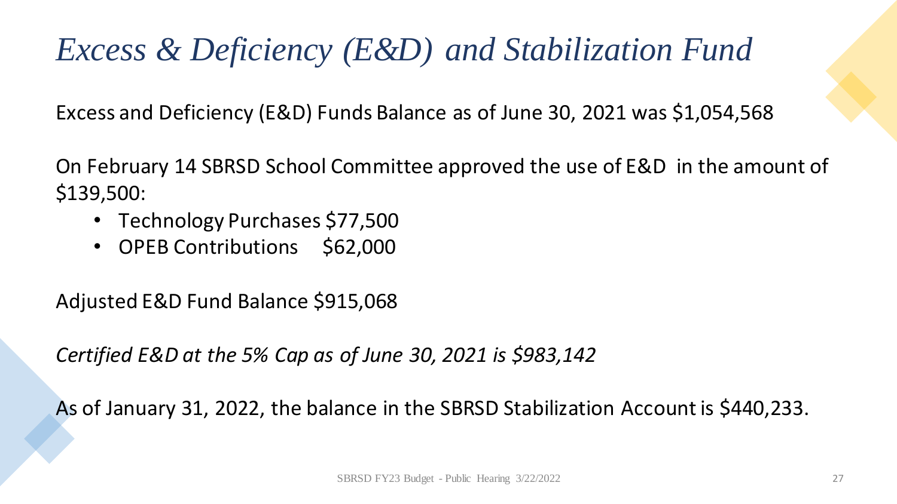# *Excess & Deficiency (E&D) and Stabilization Fund*

Excess and Deficiency (E&D) Funds Balance as of June 30, 2021 was $1,054,568

On February 14 SBRSD School Committee approved the use of E&D in the amount of $139,500:

- Technology Purchases $77,500
- OPEB Contributions $62,000

Adjusted E&D Fund Balance $915,068

*Certified E&D at the 5% Cap as of June 30, 2021 is $983,142*

As of January 31, 2022, the balance in the SBRSD Stabilization Account is $440,233.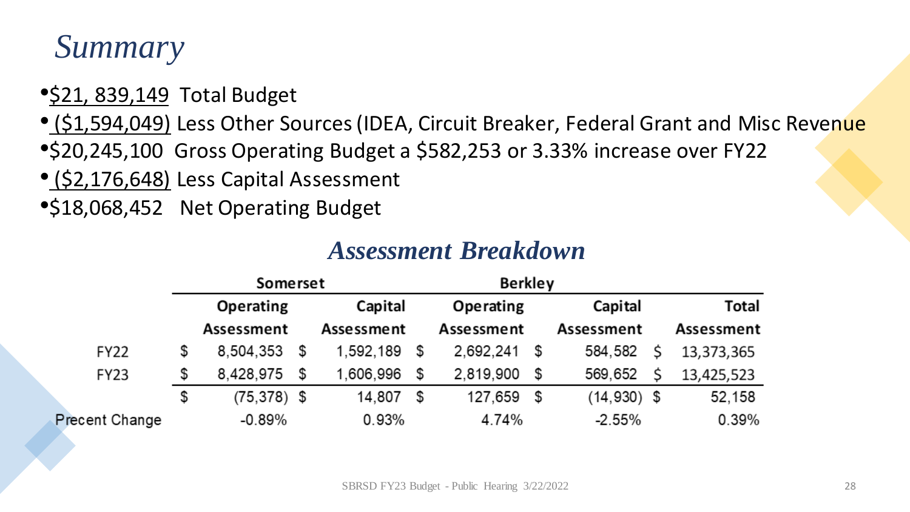# *Summary*

- $21, 839,149 Total Budget
- ($1,594,049) Less Other Sources (IDEA, Circuit Breaker, Federal Grant and Misc Revenue
- $20,245,100 Gross Operating Budget a $582,253 or 3.33% increase over FY22
- ($2,176,648) Less Capital Assessment
- $18,068,452 Net Operating Budget

## *Assessment Breakdown*

| | Somerset | | Berkley | | |
|---|---|---|---|---|---|
| | Operating Assessment | Capital Assessment | Operating Assessment | Capital Assessment | Total Assessment |
| FY22 | $ 8,504,353 | $ 1,592,189 | $ 2,692,241 | $ 584,582 | $ 13,373,365 |
| FY23 | $ 8,428,975 | $ 1,606,996 | $ 2,819,900 | $ 569,652 | $ 13,425,523 |
| | $ (75,378) | $ 14,807 | $ 127,659 | $ (14,930) | $ 52,158 |
| Precent Change | -0.89% | 0.93% | 4.74% | -2.55% | 0.39% |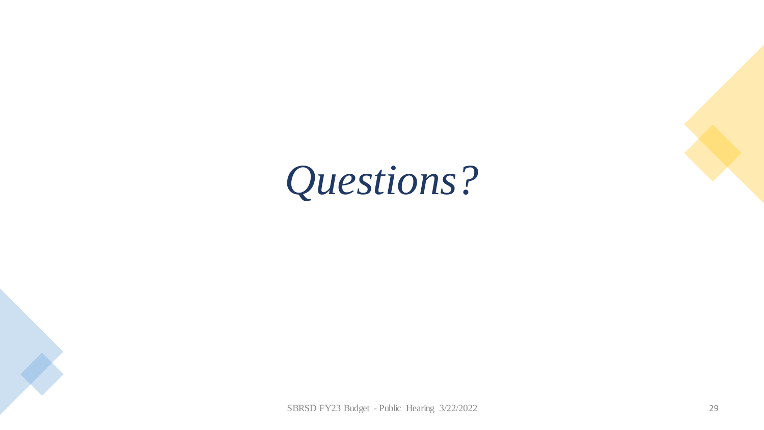# *Questions?*